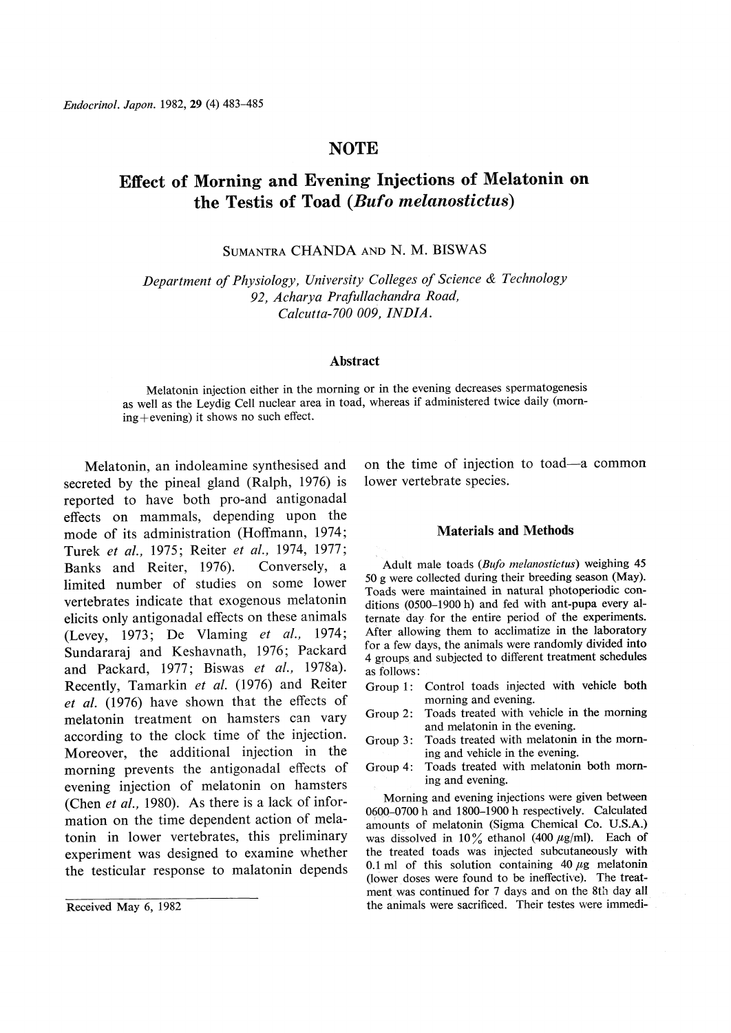# NOTE

## Effect of Morning and Evening Injections of Melatonin on the Testis of Toad (*Bufo melanostictus*)

SUMANTRA CHANDA AND N. M. BISWAS

*Department of Physiology, University Colleges of Science & Technology 92, Acharya Prafullachandra Road, Calcutta-700 009, INDIA.*

### Abstract

Melatonin injection either in the morning or in the evening decreases spermatogenesis as well as the Leydig Cell nuclear area in toad, whereas if administered twice daily (morning+evening) it shows no such effect.

Melatonin, an indoleamine synthesised and secreted by the pineal gland (Ralph, 1976) is reported to have both pro-and antigonadal effects on mammals, depending upon the mode of its administration (Hoffmann, 1974; Turek *et al.*, 1975; Reiter *et al.*, 1974, 1977; Banks and Reiter, 1976). Conversely, a limited number of studies on some lower vertebrates indicate that exogenous melatonin elicits only antigonadal effects on these animals (Levey, 1973; De Vlaming *et al.*, 1974; Sundararaj and Keshavnath, 1976; Packard and Packard, 1977; Biswas *et al.*, 1978a). Recently, Tamarkin *et al.* (1976) and Reiter *et al.* (1976) have shown that the effects of melatonin treatment on hamsters can vary according to the clock time of the injection. Moreover, the additional injection in the morning prevents the antigonadal effects of evening injection of melatonin on hamsters (Chen *et al.*, 1980). As there is a lack of information on the time dependent action of melatonin in lower vertebrates, this preliminary experiment was designed to examine whether the testicular response to malatonin depends on the time of injection to toad—a common lower vertebrate species.

Received May 6, 1982

### Materials and Methods

Adult male toads (*Bufo melanostictus*) weighing 45 50 g were collected during their breeding season (May). Toads were maintained in natural photoperiodic conditions (0500–1900 h) and fed with ant-pupa every alternate day for the entire period of the experiments. After allowing them to acclimatize in the laboratory for a few days, the animals were randomly divided into 4 groups and subjected to different treatment schedules as follows:

- Group 1: Control toads injected with vehicle both morning and evening.
- Group 2: Toads treated with vehicle in the morning and melatonin in the evening.
- Group 3: Toads treated with melatonin in the morning and vehicle in the evening.
- Group 4: Toads treated with melatonin both morning and evening.

Morning and evening injections were given between 0600–0700 h and 1800–1900 h respectively. Calculated amounts of melatonin (Sigma Chemical Co. U.S.A.) was dissolved in 10% ethanol (400 $\mu$g/ml). Each of the treated toads was injected subcutaneously with 0.1 ml of this solution containing 40 $\mu$g melatonin (lower doses were found to be ineffective). The treatment was continued for 7 days and on the 8th day all the animals were sacrificed. Their testes were immedi-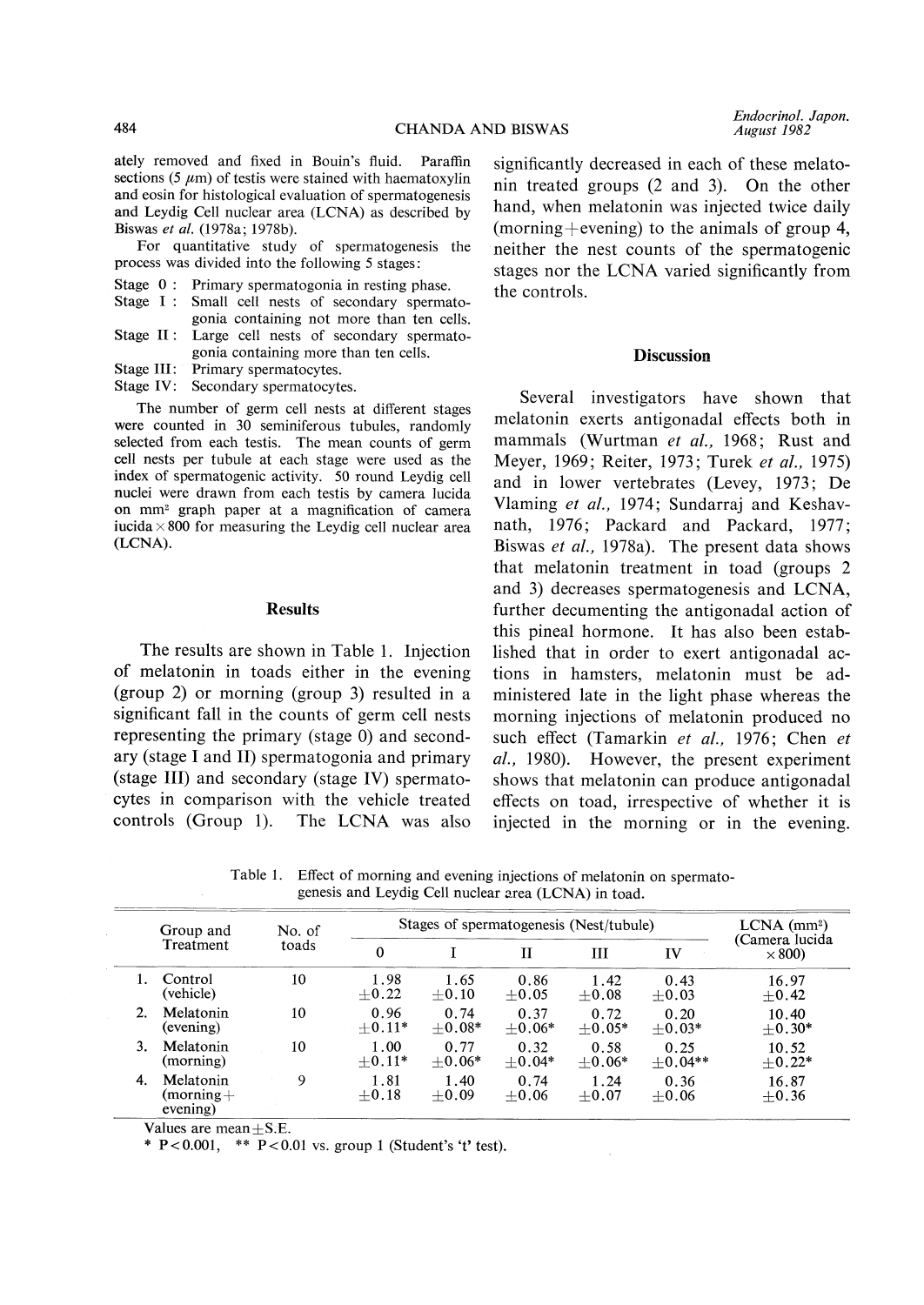ately removed and fixed in Bouin's fluid. Paraffin sections (5 $\mu$m) of testis were stained with haematoxylin and eosin for histological evaluation of spermatogenesis and Leydig Cell nuclear area (LCNA) as described by Biswas *et al.* (1978a; 1978b).

For quantitative study of spermatogenesis the process was divided into the following 5 stages:

Stage 0 : Primary spermatogonia in resting phase.
Stage I : Small cell nests of secondary spermatogonia containing not more than ten cells.
Stage II : Large cell nests of secondary spermatogonia containing more than ten cells.
Stage III: Primary spermatocytes.
Stage IV: Secondary spermatocytes.

The number of germ cell nests at different stages were counted in 30 seminiferous tubules, randomly selected from each testis. The mean counts of germ cell nests per tubule at each stage were used as the index of spermatogenic activity. 50 round Leydig cell nuclei were drawn from each testis by camera lucida on mm$^2$ graph paper at a magnification of camera iucida $\times$ 800 for measuring the Leydig cell nuclear area (LCNA).

## Results

The results are shown in Table 1. Injection of melatonin in toads either in the evening (group 2) or morning (group 3) resulted in a significant fall in the counts of germ cell nests representing the primary (stage 0) and secondary (stage I and II) spermatogonia and primary (stage III) and secondary (stage IV) spermatocytes in comparison with the vehicle treated controls (Group 1). The LCNA was also significantly decreased in each of these melatonin treated groups (2 and 3). On the other hand, when melatonin was injected twice daily (morning+evening) to the animals of group 4, neither the nest counts of the spermatogenic stages nor the LCNA varied significantly from the controls.

## Discussion

Several investigators have shown that melatonin exerts antigonadal effects both in mammals (Wurtman *et al.*, 1968; Rust and Meyer, 1969; Reiter, 1973; Turek *et al.*, 1975) and in lower vertebrates (Levey, 1973; De Vlaming *et al.*, 1974; Sundarraj and Keshavnath, 1976; Packard and Packard, 1977; Biswas *et al.*, 1978a). The present data shows that melatonin treatment in toad (groups 2 and 3) decreases spermatogenesis and LCNA, further documenting the antigonadal action of this pineal hormone. It has also been established that in order to exert antigonadal actions in hamsters, melatonin must be administered late in the light phase whereas the morning injections of melatonin produced no such effect (Tamarkin *et al.*, 1976; Chen *et al.*, 1980). However, the present experiment shows that melatonin can produce antigonadal effects on toad, irrespective of whether it is injected in the morning or in the evening.

Table 1. Effect of morning and evening injections of melatonin on spermatogenesis and Leydig Cell nuclear area (LCNA) in toad.

| Group and Treatment | No. of toads | Stages of spermatogenesis (Nest/tubule) | | | | | LCNA (mm$^2$) (Camera lucida $\times$ 800) |
|---|---|---|---|---|---|---|---|
| | | 0 | I | II | III | IV | |
| 1. Control (vehicle) | 10 | 1.98 ±0.22 | 1.65 ±0.10 | 0.86 ±0.05 | 1.42 ±0.08 | 0.43 ±0.03 | 16.97 ±0.42 |
| 2. Melatonin (evening) | 10 | 0.96 ±0.11* | 0.74 ±0.08* | 0.37 ±0.06* | 0.72 ±0.05* | 0.20 ±0.03* | 10.40 ±0.30* |
| 3. Melatonin (morning) | 10 | 1.00 ±0.11* | 0.77 ±0.06* | 0.32 ±0.04* | 0.58 ±0.06* | 0.25 ±0.04** | 10.52 ±0.22* |
| 4. Melatonin (morning+evening) | 9 | 1.81 ±0.18 | 1.40 ±0.09 | 0.74 ±0.06 | 1.24 ±0.07 | 0.36 ±0.06 | 16.87 ±0.36 |

Values are mean±S.E.
* $P<0.001$, ** $P<0.01$ vs. group 1 (Student's 't' test).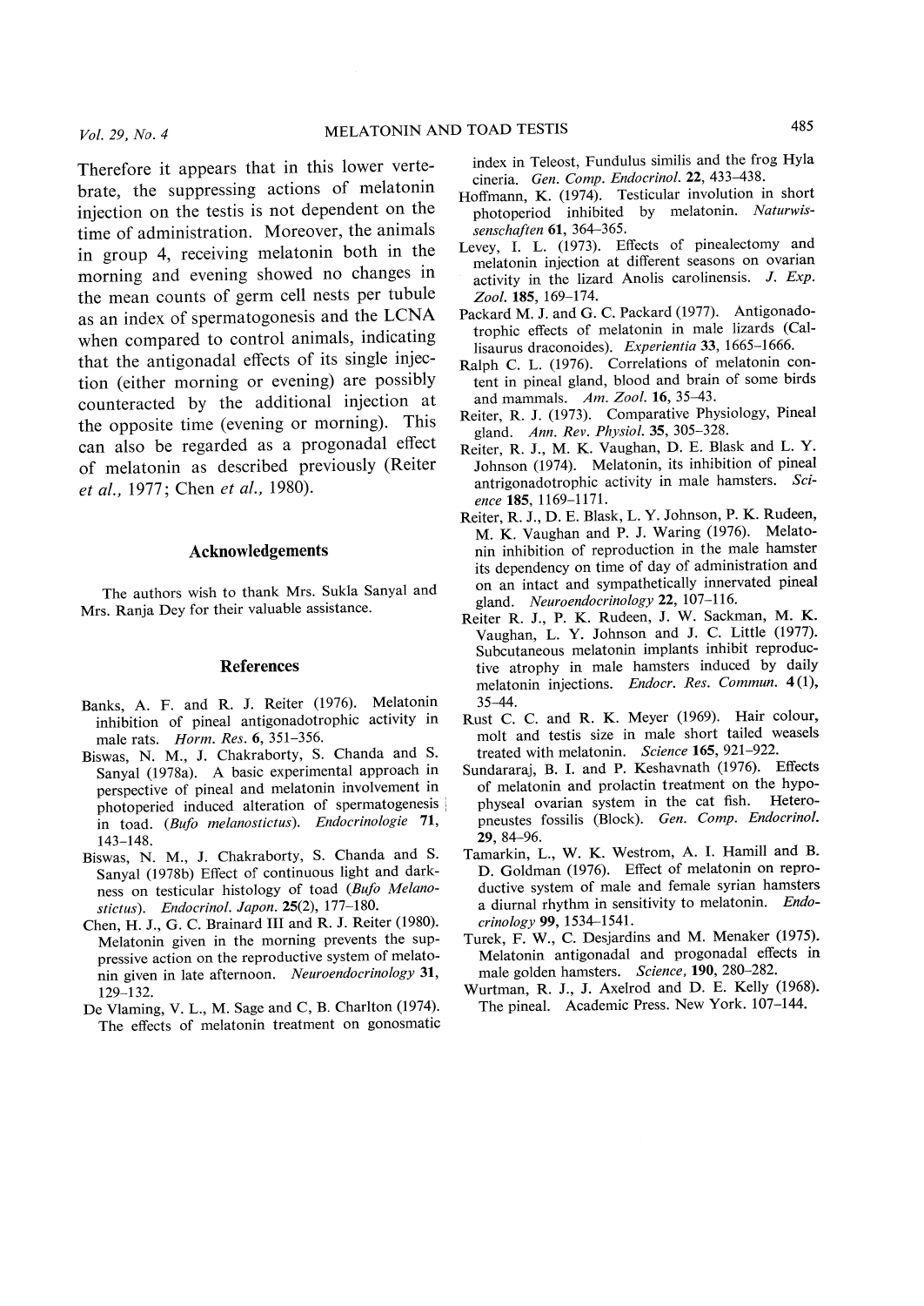Therefore it appears that in this lower vertebrate, the suppressing actions of melatonin injection on the testis is not dependent on the time of administration. Moreover, the animals in group 4, receiving melatonin both in the morning and evening showed no changes in the mean counts of germ cell nests per tubule as an index of spermatogonesis and the LCNA when compared to control animals, indicating that the antigonadal effects of its single injection (either morning or evening) are possibly counteracted by the additional injection at the opposite time (evening or morning). This can also be regarded as a progonadal effect of melatonin as described previously (Reiter *et al.*, 1977; Chen *et al.*, 1980).

## Acknowledgements

The authors wish to thank Mrs. Sukla Sanyal and Mrs. Ranja Dey for their valuable assistance.

## References

Banks, A. F. and R. J. Reiter (1976). Melatonin inhibition of pineal antigonadotrophic activity in male rats. *Horm. Res.* **6**, 351–356.

Biswas, N. M., J. Chakraborty, S. Chanda and S. Sanyal (1978a). A basic experimental approach in perspective of pineal and melatonin involvement in photoperied induced alteration of spermatogenesis in toad. (*Bufo melanostictus*). *Endocrinologie* **71**, 143–148.

Biswas, N. M., J. Chakraborty, S. Chanda and S. Sanyal (1978b) Effect of continuous light and darkness on testicular histology of toad (*Bufo Melanostictus*). *Endocrinol. Japon.* **25**(2), 177–180.

Chen, H. J., G. C. Brainard III and R. J. Reiter (1980). Melatonin given in the morning prevents the suppressive action on the reproductive system of melatonin given in late afternoon. *Neuroendocrinology* **31**, 129–132.

De Vlaming, V. L., M. Sage and C, B. Charlton (1974). The effects of melatonin treatment on gonosomatic index in Teleost, Fundulus similis and the frog Hyla cineria. *Gen. Comp. Endocrinol.* **22**, 433–438.

Hoffmann, K. (1974). Testicular involution in short photoperiod inhibited by melatonin. *Naturwissenschaften* **61**, 364–365.

Levey, I. L. (1973). Effects of pinealectomy and melatonin injection at different seasons on ovarian activity in the lizard Anolis carolinensis. *J. Exp. Zool.* **185**, 169–174.

Packard M. J. and G. C. Packard (1977). Antigonadotrophic effects of melatonin in male lizards (Callisaurus draconoides). *Experientia* **33**, 1665–1666.

Ralph C. L. (1976). Correlations of melatonin content in pineal gland, blood and brain of some birds and mammals. *Am. Zool.* **16**, 35–43.

Reiter, R. J. (1973). Comparative Physiology, Pineal gland. *Ann. Rev. Physiol.* **35**, 305–328.

Reiter, R. J., M. K. Vaughan, D. E. Blask and L. Y. Johnson (1974). Melatonin, its inhibition of pineal antrigonadotrophic activity in male hamsters. *Science* **185**, 1169–1171.

Reiter, R. J., D. E. Blask, L. Y. Johnson, P. K. Rudeen, M. K. Vaughan and P. J. Waring (1976). Melatonin inhibition of reproduction in the male hamster its dependency on time of day of administration and on an intact and sympathetically innervated pineal gland. *Neuroendocrinology* **22**, 107–116.

Reiter R. J., P. K. Rudeen, J. W. Sackman, M. K. Vaughan, L. Y. Johnson and J. C. Little (1977). Subcutaneous melatonin implants inhibit reproductive atrophy in male hamsters induced by daily melatonin injections. *Endocr. Res. Commun.* **4**(1), 35–44.

Rust C. C. and R. K. Meyer (1969). Hair colour, molt and testis size in male short tailed weasels treated with melatonin. *Science* **165**, 921–922.

Sundararaj, B. I. and P. Keshavnath (1976). Effects of melatonin and prolactin treatment on the hypophyseal ovarian system in the cat fish. Heteropneustes fossilis (Block). *Gen. Comp. Endocrinol.* **29**, 84–96.

Tamarkin, L., W. K. Westrom, A. I. Hamill and B. D. Goldman (1976). Effect of melatonin on reproductive system of male and female syrian hamsters a diurnal rhythm in sensitivity to melatonin. *Endocrinology* **99**, 1534–1541.

Turek, F. W., C. Desjardins and M. Menaker (1975). Melatonin antigonadal and progonadal effects in male golden hamsters. *Science*, **190**, 280–282.

Wurtman, R. J., J. Axelrod and D. E. Kelly (1968). The pineal. Academic Press. New York. 107–144.